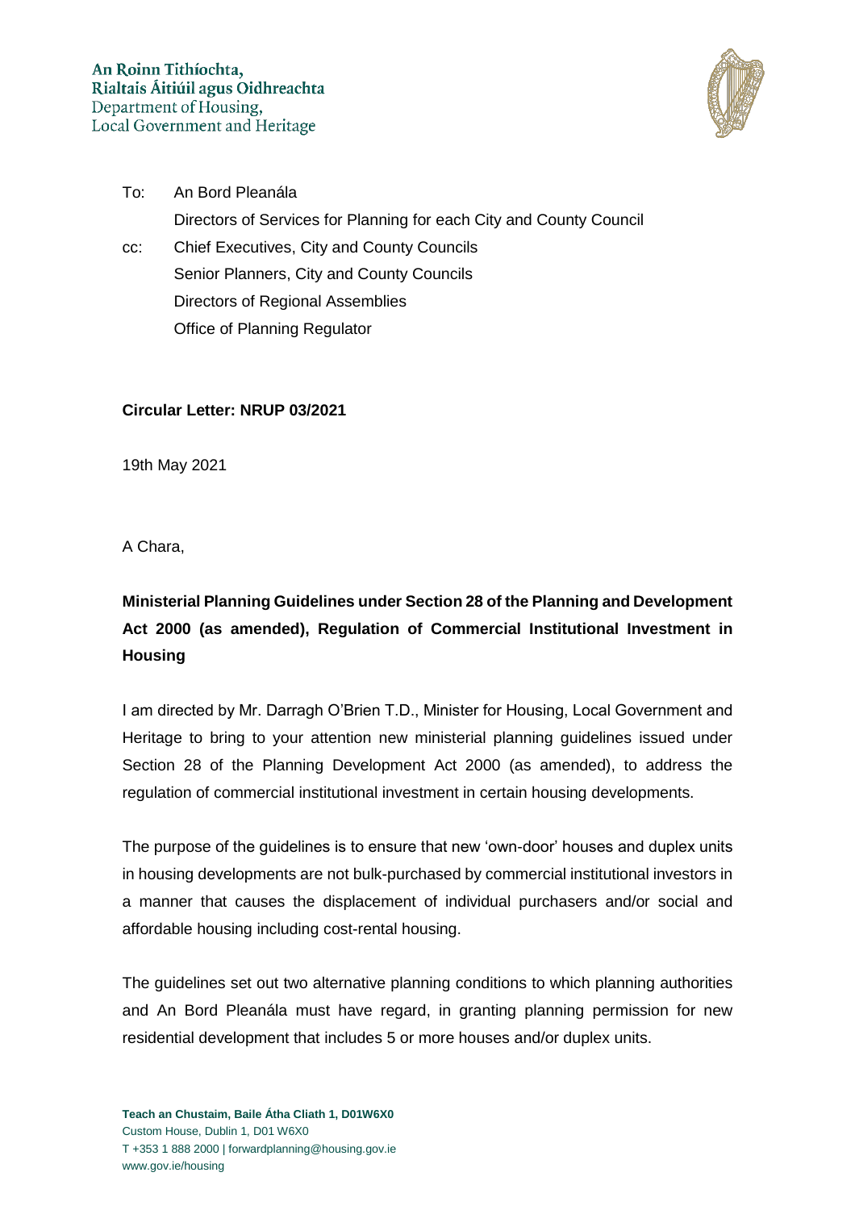An Roinn Tithíochta,
Rialtais Áitiúil agus Oidhreachta
Department of Housing,
Local Government and Heritage

To: An Bord Pleanála
Directors of Services for Planning for each City and County Council

cc: Chief Executives, City and County Councils
Senior Planners, City and County Councils
Directors of Regional Assemblies
Office of Planning Regulator

**Circular Letter: NRUP 03/2021**

19th May 2021

A Chara,

**Ministerial Planning Guidelines under Section 28 of the Planning and Development Act 2000 (as amended), Regulation of Commercial Institutional Investment in Housing**

I am directed by Mr. Darragh O'Brien T.D., Minister for Housing, Local Government and Heritage to bring to your attention new ministerial planning guidelines issued under Section 28 of the Planning Development Act 2000 (as amended), to address the regulation of commercial institutional investment in certain housing developments.

The purpose of the guidelines is to ensure that new 'own-door' houses and duplex units in housing developments are not bulk-purchased by commercial institutional investors in a manner that causes the displacement of individual purchasers and/or social and affordable housing including cost-rental housing.

The guidelines set out two alternative planning conditions to which planning authorities and An Bord Pleanála must have regard, in granting planning permission for new residential development that includes 5 or more houses and/or duplex units.

**Teach an Chustaim, Baile Átha Cliath 1, D01W6X0**
Custom House, Dublin 1, D01 W6X0
T +353 1 888 2000 | forwardplanning@housing.gov.ie
www.gov.ie/housing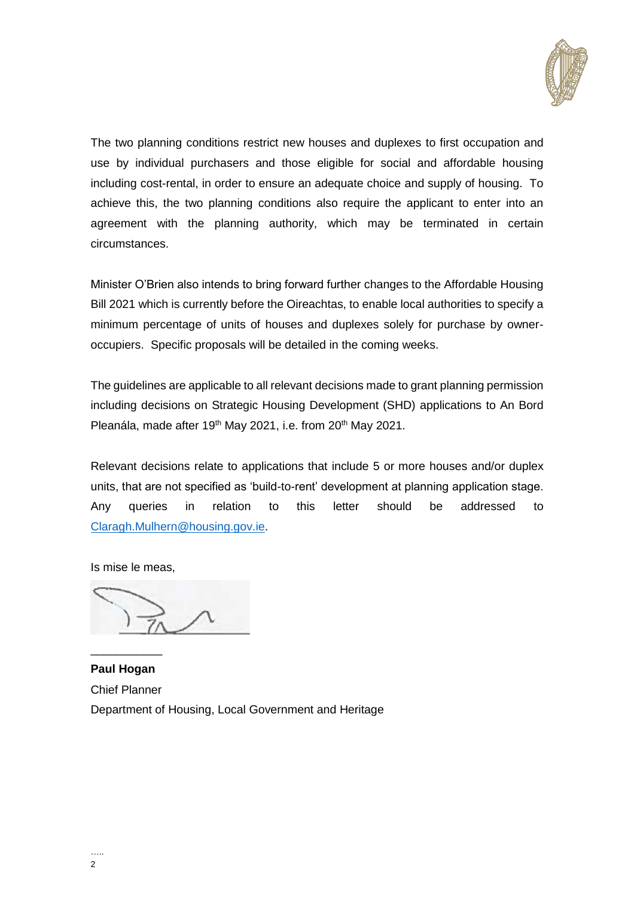The two planning conditions restrict new houses and duplexes to first occupation and use by individual purchasers and those eligible for social and affordable housing including cost-rental, in order to ensure an adequate choice and supply of housing. To achieve this, the two planning conditions also require the applicant to enter into an agreement with the planning authority, which may be terminated in certain circumstances.

Minister O'Brien also intends to bring forward further changes to the Affordable Housing Bill 2021 which is currently before the Oireachtas, to enable local authorities to specify a minimum percentage of units of houses and duplexes solely for purchase by owner-occupiers. Specific proposals will be detailed in the coming weeks.

The guidelines are applicable to all relevant decisions made to grant planning permission including decisions on Strategic Housing Development (SHD) applications to An Bord Pleanála, made after 19th May 2021, i.e. from 20th May 2021.

Relevant decisions relate to applications that include 5 or more houses and/or duplex units, that are not specified as 'build-to-rent' development at planning application stage. Any queries in relation to this letter should be addressed to Claragh.Mulhern@housing.gov.ie.

Is mise le meas,

___________

**Paul Hogan**
Chief Planner
Department of Housing, Local Government and Heritage